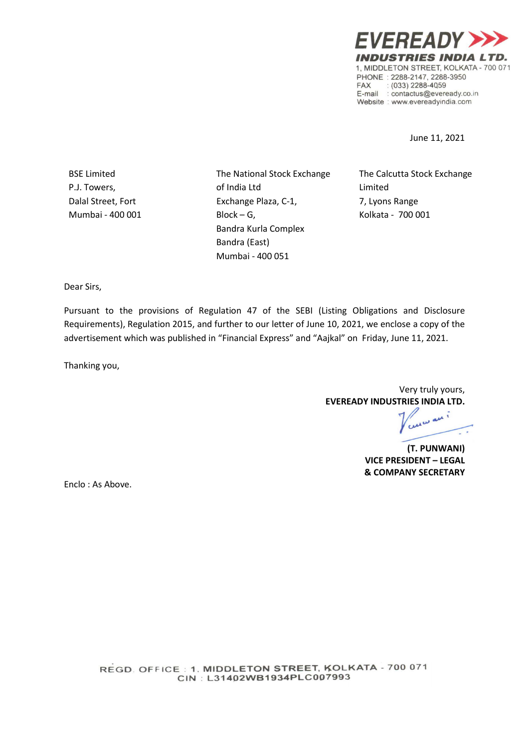**EVEREADY INDUSTRIES INDIA LTD.**
1, MIDDLETON STREET, KOLKATA - 700 071
PHONE : 2288-2147, 2288-3950
FAX : (033) 2288-4059
E-mail : contactus@eveready.co.in
Website : www.evereadyindia.com

June 11, 2021

BSE Limited
P.J. Towers,
Dalal Street, Fort
Mumbai - 400 001

The National Stock Exchange of India Ltd
Exchange Plaza, C-1,
Block – G,
Bandra Kurla Complex
Bandra (East)
Mumbai - 400 051

The Calcutta Stock Exchange Limited
7, Lyons Range
Kolkata - 700 001

Dear Sirs,

Pursuant to the provisions of Regulation 47 of the SEBI (Listing Obligations and Disclosure Requirements), Regulation 2015, and further to our letter of June 10, 2021, we enclose a copy of the advertisement which was published in "Financial Express" and "Aajkal" on Friday, June 11, 2021.

Thanking you,

Very truly yours,
**EVEREADY INDUSTRIES INDIA LTD.**

**(T. PUNWANI)**
**VICE PRESIDENT – LEGAL**
**& COMPANY SECRETARY**

Enclo : As Above.

REGD. OFFICE : 1, MIDDLETON STREET, KOLKATA - 700 071
CIN : L31402WB1934PLC007993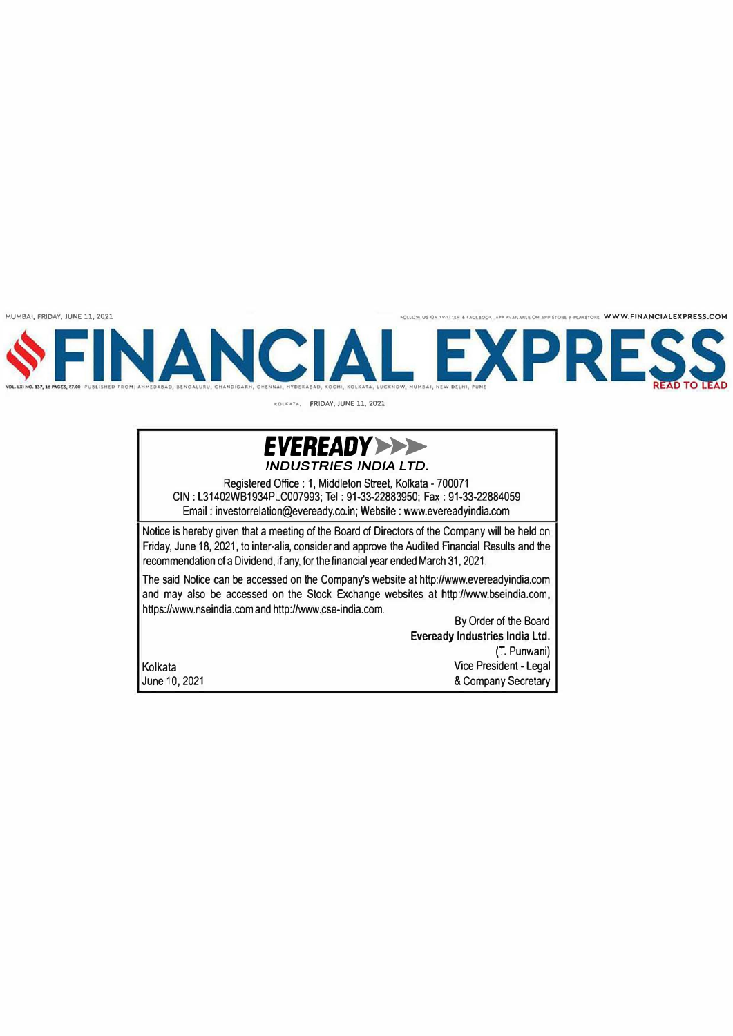KOLKATA, FRIDAY, JUNE 11, 2021

# EVEREADY

### INDUSTRIES INDIA LTD.

Registered Office : 1, Middleton Street, Kolkata - 700071
CIN : L31402WB1934PLC007993; Tel : 91-33-22883950; Fax : 91-33-22884059
Email : investorrelation@eveready.co.in; Website : www.evereadyindia.com

Notice is hereby given that a meeting of the Board of Directors of the Company will be held on Friday, June 18, 2021, to inter-alia, consider and approve the Audited Financial Results and the recommendation of a Dividend, if any, for the financial year ended March 31, 2021.

The said Notice can be accessed on the Company's website at http://www.evereadyindia.com and may also be accessed on the Stock Exchange websites at http://www.bseindia.com, https://www.nseindia.com and http://www.cse-india.com.

By Order of the Board
**Eveready Industries India Ltd.**
(T. Punwani)
Vice President - Legal
& Company Secretary

Kolkata
June 10, 2021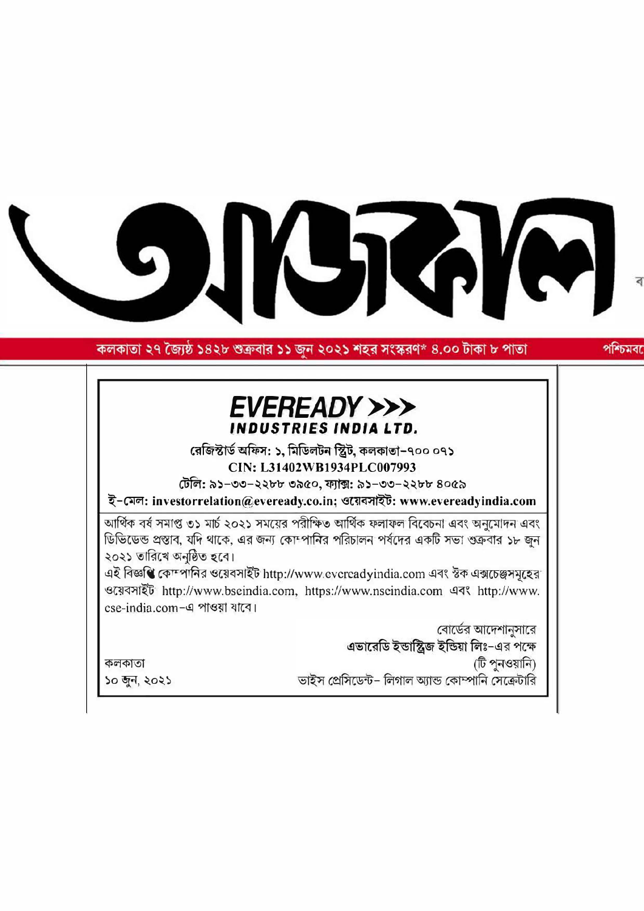# আজকাল

কলকাতা ২৭ জ্যৈষ্ঠ ১৪২৮ শুক্রবার ১১ জুন ২০২১ শহর সংস্করণ* ৪.০০ টাকা ৮ পাতা

## EVEREADY
### INDUSTRIES INDIA LTD.

**রেজিস্টার্ড অফিস: ১, মিডিলটন স্ট্রিট, কলকাতা–৭০০ ০৭১**
**CIN: L31402WB1934PLC007993**
**টেলি: ৯১–৩৩–২২৮৮ ৩৯৫০, ফ্যাক্স: ৯১–৩৩–২২৮৮ ৪০৫৯**
**ই–মেল: investorrelation@eveready.co.in; ওয়েবসাইট: www.evereadyindia.com**

আর্থিক বর্ষ সমাপ্ত ৩১ মার্চ ২০২১ সময়ের পরীক্ষিত আর্থিক ফলাফল বিবেচনা এবং অনুমোদন এবং ডিভিডেন্ড প্রস্তাব, যদি থাকে, এর জন্য কোম্পানির পরিচালন পর্ষদের একটি সভা শুক্রবার ১৮ জুন ২০২১ তারিখে অনুষ্ঠিত হবে।

এই বিজ্ঞপ্তি কোম্পানির ওয়েবসাইট http://www.evereadyindia.com এবং স্টক এক্সচেঞ্জসমূহের ওয়েবসাইট http://www.bseindia.com, https://www.nseindia.com এবং http://www.cse-india.com–এ পাওয়া যাবে।

বোর্ডের আদেশানুসারে
**এভারেডি ইন্ডাস্ট্রিজ ইন্ডিয়া লিঃ–এর পক্ষে**
(টি পুনওয়ানি)
ভাইস প্রেসিডেন্ট– লিগাল অ্যান্ড কোম্পানি সেক্রেটারি

কলকাতা
১০ জুন, ২০২১